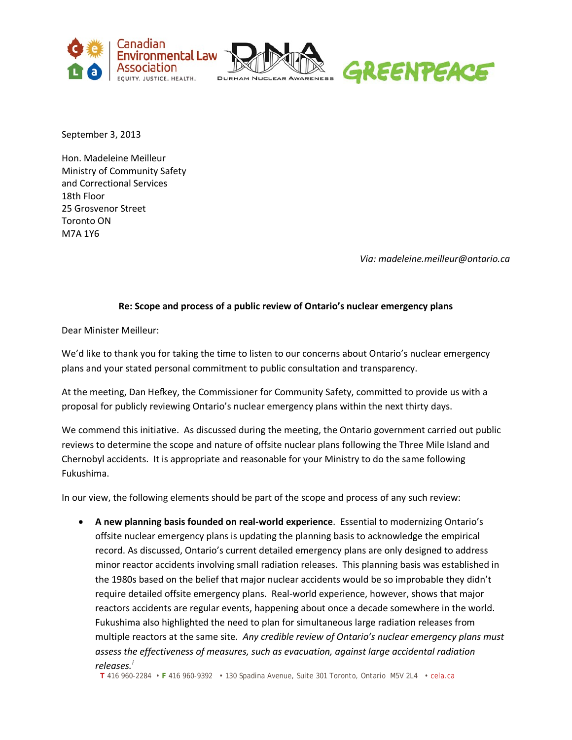September 3, 2013

Hon. Madeleine Meilleur
Ministry of Community Safety
and Correctional Services
18th Floor
25 Grosvenor Street
Toronto ON
M7A 1Y6

*Via: madeleine.meilleur@ontario.ca*

**Re: Scope and process of a public review of Ontario's nuclear emergency plans**

Dear Minister Meilleur:

We'd like to thank you for taking the time to listen to our concerns about Ontario's nuclear emergency plans and your stated personal commitment to public consultation and transparency.

At the meeting, Dan Hefkey, the Commissioner for Community Safety, committed to provide us with a proposal for publicly reviewing Ontario's nuclear emergency plans within the next thirty days.

We commend this initiative. As discussed during the meeting, the Ontario government carried out public reviews to determine the scope and nature of offsite nuclear plans following the Three Mile Island and Chernobyl accidents. It is appropriate and reasonable for your Ministry to do the same following Fukushima.

In our view, the following elements should be part of the scope and process of any such review:

- **A new planning basis founded on real-world experience**. Essential to modernizing Ontario's offsite nuclear emergency plans is updating the planning basis to acknowledge the empirical record. As discussed, Ontario's current detailed emergency plans are only designed to address minor reactor accidents involving small radiation releases. This planning basis was established in the 1980s based on the belief that major nuclear accidents would be so improbable they didn't require detailed offsite emergency plans. Real-world experience, however, shows that major reactors accidents are regular events, happening about once a decade somewhere in the world. Fukushima also highlighted the need to plan for simultaneous large radiation releases from multiple reactors at the same site. *Any credible review of Ontario's nuclear emergency plans must assess the effectiveness of measures, such as evacuation, against large accidental radiation releases.*[i]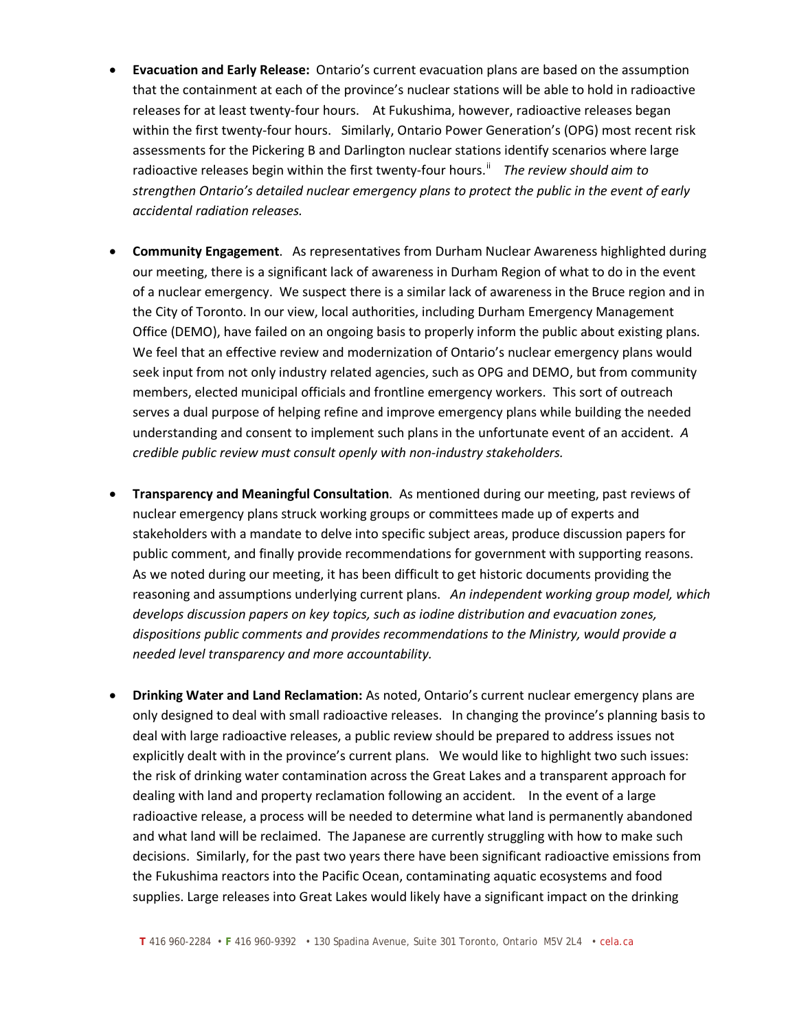- **Evacuation and Early Release:** Ontario's current evacuation plans are based on the assumption that the containment at each of the province's nuclear stations will be able to hold in radioactive releases for at least twenty-four hours. At Fukushima, however, radioactive releases began within the first twenty-four hours. Similarly, Ontario Power Generation's (OPG) most recent risk assessments for the Pickering B and Darlington nuclear stations identify scenarios where large radioactive releases begin within the first twenty-four hours.[ii] *The review should aim to strengthen Ontario's detailed nuclear emergency plans to protect the public in the event of early accidental radiation releases.*

- **Community Engagement**. As representatives from Durham Nuclear Awareness highlighted during our meeting, there is a significant lack of awareness in Durham Region of what to do in the event of a nuclear emergency. We suspect there is a similar lack of awareness in the Bruce region and in the City of Toronto. In our view, local authorities, including Durham Emergency Management Office (DEMO), have failed on an ongoing basis to properly inform the public about existing plans. We feel that an effective review and modernization of Ontario's nuclear emergency plans would seek input from not only industry related agencies, such as OPG and DEMO, but from community members, elected municipal officials and frontline emergency workers. This sort of outreach serves a dual purpose of helping refine and improve emergency plans while building the needed understanding and consent to implement such plans in the unfortunate event of an accident. *A credible public review must consult openly with non-industry stakeholders.*

- **Transparency and Meaningful Consultation**. As mentioned during our meeting, past reviews of nuclear emergency plans struck working groups or committees made up of experts and stakeholders with a mandate to delve into specific subject areas, produce discussion papers for public comment, and finally provide recommendations for government with supporting reasons. As we noted during our meeting, it has been difficult to get historic documents providing the reasoning and assumptions underlying current plans. *An independent working group model, which develops discussion papers on key topics, such as iodine distribution and evacuation zones, dispositions public comments and provides recommendations to the Ministry, would provide a needed level transparency and more accountability.*

- **Drinking Water and Land Reclamation:** As noted, Ontario's current nuclear emergency plans are only designed to deal with small radioactive releases. In changing the province's planning basis to deal with large radioactive releases, a public review should be prepared to address issues not explicitly dealt with in the province's current plans. We would like to highlight two such issues: the risk of drinking water contamination across the Great Lakes and a transparent approach for dealing with land and property reclamation following an accident. In the event of a large radioactive release, a process will be needed to determine what land is permanently abandoned and what land will be reclaimed. The Japanese are currently struggling with how to make such decisions. Similarly, for the past two years there have been significant radioactive emissions from the Fukushima reactors into the Pacific Ocean, contaminating aquatic ecosystems and food supplies. Large releases into Great Lakes would likely have a significant impact on the drinking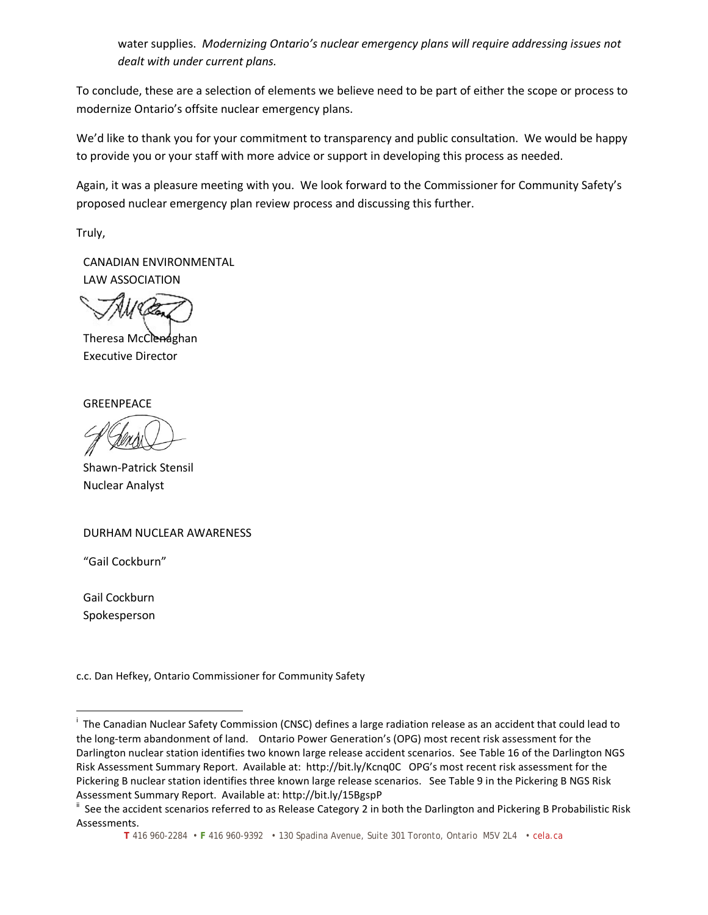water supplies. *Modernizing Ontario's nuclear emergency plans will require addressing issues not dealt with under current plans.*

To conclude, these are a selection of elements we believe need to be part of either the scope or process to modernize Ontario's offsite nuclear emergency plans.

We'd like to thank you for your commitment to transparency and public consultation. We would be happy to provide you or your staff with more advice or support in developing this process as needed.

Again, it was a pleasure meeting with you. We look forward to the Commissioner for Community Safety's proposed nuclear emergency plan review process and discussing this further.

Truly,

CANADIAN ENVIRONMENTAL LAW ASSOCIATION

Theresa McClenaghan
Executive Director

GREENPEACE

Shawn-Patrick Stensil
Nuclear Analyst

DURHAM NUCLEAR AWARENESS

"Gail Cockburn"

Gail Cockburn
Spokesperson

c.c. Dan Hefkey, Ontario Commissioner for Community Safety

---

[i] The Canadian Nuclear Safety Commission (CNSC) defines a large radiation release as an accident that could lead to the long-term abandonment of land. Ontario Power Generation's (OPG) most recent risk assessment for the Darlington nuclear station identifies two known large release accident scenarios. See Table 16 of the Darlington NGS Risk Assessment Summary Report. Available at: http://bit.ly/Kcnq0C OPG's most recent risk assessment for the Pickering B nuclear station identifies three known large release scenarios. See Table 9 in the Pickering B NGS Risk Assessment Summary Report. Available at: http://bit.ly/15BgspP

[ii] See the accident scenarios referred to as Release Category 2 in both the Darlington and Pickering B Probabilistic Risk Assessments.